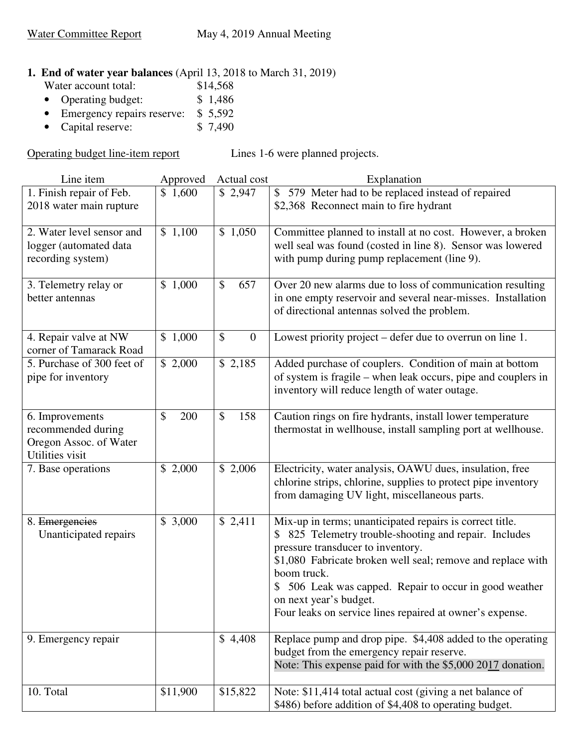Water Committee Report May 4, 2019 Annual Meeting

**1. End of water year balances** (April 13, 2018 to March 31, 2019)

Water account total: $14,568

- Operating budget: $ 1,486
- Emergency repairs reserve: $ 5,592
- Capital reserve: $ 7,490

Operating budget line-item report — Lines 1-6 were planned projects.

| Line item | Approved | Actual cost | Explanation |
|---|---|---|---|
| 1. Finish repair of Feb. 2018 water main rupture | $ 1,600 | $ 2,947 | $ 579 Meter had to be replaced instead of repaired<br>$2,368 Reconnect main to fire hydrant |
| 2. Water level sensor and logger (automated data recording system) | $ 1,100 | $ 1,050 | Committee planned to install at no cost. However, a broken well seal was found (costed in line 8). Sensor was lowered with pump during pump replacement (line 9). |
| 3. Telemetry relay or better antennas | $ 1,000 | $ 657 | Over 20 new alarms due to loss of communication resulting in one empty reservoir and several near-misses. Installation of directional antennas solved the problem. |
| 4. Repair valve at NW corner of Tamarack Road | $ 1,000 | $ 0 | Lowest priority project – defer due to overrun on line 1. |
| 5. Purchase of 300 feet of pipe for inventory | $ 2,000 | $ 2,185 | Added purchase of couplers. Condition of main at bottom of system is fragile – when leak occurs, pipe and couplers in inventory will reduce length of water outage. |
| 6. Improvements recommended during Oregon Assoc. of Water Utilities visit | $ 200 | $ 158 | Caution rings on fire hydrants, install lower temperature thermostat in wellhouse, install sampling port at wellhouse. |
| 7. Base operations | $ 2,000 | $ 2,006 | Electricity, water analysis, OAWU dues, insulation, free chlorine strips, chlorine, supplies to protect pipe inventory from damaging UV light, miscellaneous parts. |
| 8. ~~Emergencies~~ Unanticipated repairs | $ 3,000 | $ 2,411 | Mix-up in terms; unanticipated repairs is correct title.<br>$ 825 Telemetry trouble-shooting and repair. Includes pressure transducer to inventory.<br>$1,080 Fabricate broken well seal; remove and replace with boom truck.<br>$ 506 Leak was capped. Repair to occur in good weather on next year's budget.<br>Four leaks on service lines repaired at owner's expense. |
| 9. Emergency repair | | $ 4,408 | Replace pump and drop pipe. $4,408 added to the operating budget from the emergency repair reserve.<br>Note: This expense paid for with the $5,000 2017 donation. |
| 10. Total | $11,900 | $15,822 | Note: $11,414 total actual cost (giving a net balance of $486) before addition of $4,408 to operating budget. |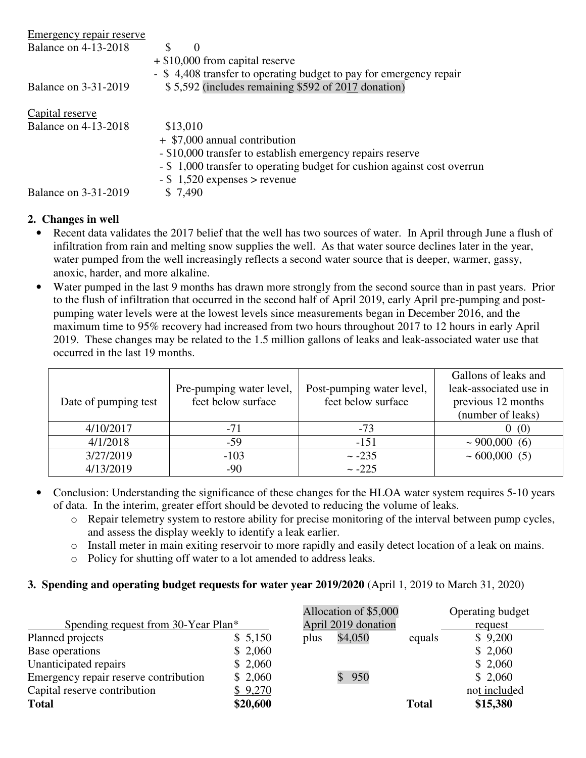Emergency repair reserve

| | |
|---|---|
| Balance on 4-13-2018 | $ 0 |
| | + $10,000 from capital reserve |
| | - $ 4,408 transfer to operating budget to pay for emergency repair |
| Balance on 3-31-2019 | $ 5,592 (includes remaining $592 of 2017 donation) |

Capital reserve

| | |
|---|---|
| Balance on 4-13-2018 | $13,010 |
| | + $7,000 annual contribution |
| | - $10,000 transfer to establish emergency repairs reserve |
| | - $ 1,000 transfer to operating budget for cushion against cost overrun |
| | - $ 1,520 expenses > revenue |
| Balance on 3-31-2019 | $ 7,490 |

**2. Changes in well**

- Recent data validates the 2017 belief that the well has two sources of water. In April through June a flush of infiltration from rain and melting snow supplies the well. As that water source declines later in the year, water pumped from the well increasingly reflects a second water source that is deeper, warmer, gassy, anoxic, harder, and more alkaline.
- Water pumped in the last 9 months has drawn more strongly from the second source than in past years. Prior to the flush of infiltration that occurred in the second half of April 2019, early April pre-pumping and post-pumping water levels were at the lowest levels since measurements began in December 2016, and the maximum time to 95% recovery had increased from two hours throughout 2017 to 12 hours in early April 2019. These changes may be related to the 1.5 million gallons of leaks and leak-associated water use that occurred in the last 19 months.

| Date of pumping test | Pre-pumping water level, feet below surface | Post-pumping water level, feet below surface | Gallons of leaks and leak-associated use in previous 12 months (number of leaks) |
|---|---|---|---|
| 4/10/2017 | -71 | -73 | 0 (0) |
| 4/1/2018 | -59 | -151 | ~ 900,000 (6) |
| 3/27/2019 | -103 | ~ -235 | ~ 600,000 (5) |
| 4/13/2019 | -90 | ~ -225 | |

- Conclusion: Understanding the significance of these changes for the HLOA water system requires 5-10 years of data. In the interim, greater effort should be devoted to reducing the volume of leaks.
  - Repair telemetry system to restore ability for precise monitoring of the interval between pump cycles, and assess the display weekly to identify a leak earlier.
  - Install meter in main exiting reservoir to more rapidly and easily detect location of a leak on mains.
  - Policy for shutting off water to a lot amended to address leaks.

**3. Spending and operating budget requests for water year 2019/2020** (April 1, 2019 to March 31, 2020)

| Spending request from 30-Year Plan* | | Allocation of $5,000 April 2019 donation | | Operating budget request |
|---|---|---|---|---|
| Planned projects | $ 5,150 | plus $4,050 | equals | $ 9,200 |
| Base operations | $ 2,060 | | | $ 2,060 |
| Unanticipated repairs | $ 2,060 | | | $ 2,060 |
| Emergency repair reserve contribution | $ 2,060 | $ 950 | | $ 2,060 |
| Capital reserve contribution | $ 9,270 | | | not included |
| **Total** | **$20,600** | | **Total** | **$15,380** |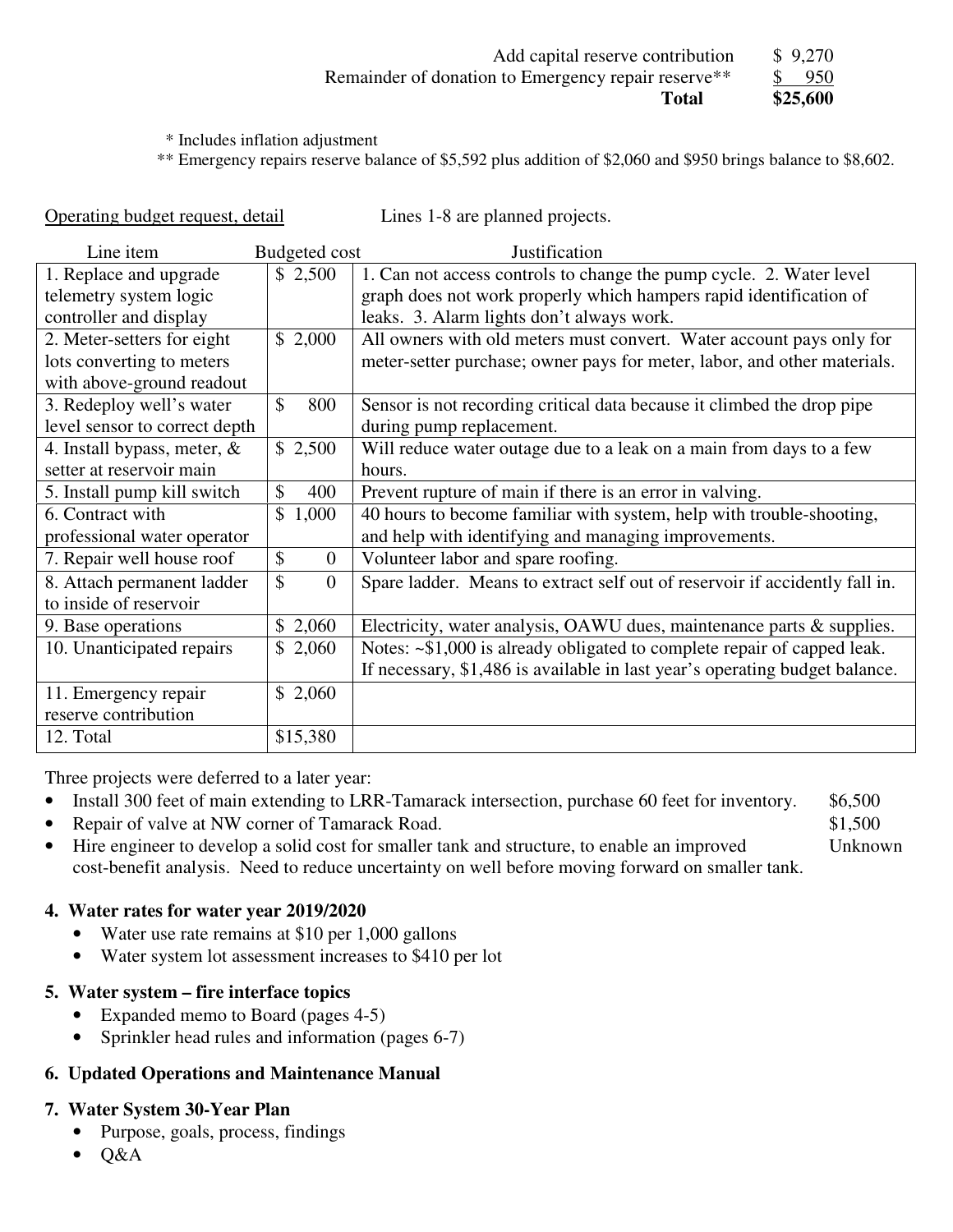| | |
|---|---|
| Add capital reserve contribution | $ 9,270 |
| Remainder of donation to Emergency repair reserve** | $ 950 |
| **Total** | **$25,600** |

\* Includes inflation adjustment

** Emergency repairs reserve balance of $5,592 plus addition of $2,060 and $950 brings balance to $8,602.

Operating budget request, detail — Lines 1-8 are planned projects.

| Line item | Budgeted cost | Justification |
|---|---|---|
| 1. Replace and upgrade telemetry system logic controller and display | $ 2,500 | 1. Can not access controls to change the pump cycle. 2. Water level graph does not work properly which hampers rapid identification of leaks. 3. Alarm lights don't always work. |
| 2. Meter-setters for eight lots converting to meters with above-ground readout | $ 2,000 | All owners with old meters must convert. Water account pays only for meter-setter purchase; owner pays for meter, labor, and other materials. |
| 3. Redeploy well's water level sensor to correct depth | $ 800 | Sensor is not recording critical data because it climbed the drop pipe during pump replacement. |
| 4. Install bypass, meter, & setter at reservoir main | $ 2,500 | Will reduce water outage due to a leak on a main from days to a few hours. |
| 5. Install pump kill switch | $ 400 | Prevent rupture of main if there is an error in valving. |
| 6. Contract with professional water operator | $ 1,000 | 40 hours to become familiar with system, help with trouble-shooting, and help with identifying and managing improvements. |
| 7. Repair well house roof | $ 0 | Volunteer labor and spare roofing. |
| 8. Attach permanent ladder to inside of reservoir | $ 0 | Spare ladder. Means to extract self out of reservoir if accidently fall in. |
| 9. Base operations | $ 2,060 | Electricity, water analysis, OAWU dues, maintenance parts & supplies. |
| 10. Unanticipated repairs | $ 2,060 | Notes: ~$1,000 is already obligated to complete repair of capped leak. If necessary, $1,486 is available in last year's operating budget balance. |
| 11. Emergency repair reserve contribution | $ 2,060 | |
| 12. Total | $15,380 | |

Three projects were deferred to a later year:

- Install 300 feet of main extending to LRR-Tamarack intersection, purchase 60 feet for inventory. $6,500
- Repair of valve at NW corner of Tamarack Road. $1,500
- Hire engineer to develop a solid cost for smaller tank and structure, to enable an improved cost-benefit analysis. Need to reduce uncertainty on well before moving forward on smaller tank. Unknown

## 4. Water rates for water year 2019/2020

- Water use rate remains at $10 per 1,000 gallons
- Water system lot assessment increases to $410 per lot

## 5. Water system – fire interface topics

- Expanded memo to Board (pages 4-5)
- Sprinkler head rules and information (pages 6-7)

## 6. Updated Operations and Maintenance Manual

## 7. Water System 30-Year Plan

- Purpose, goals, process, findings
- Q&A